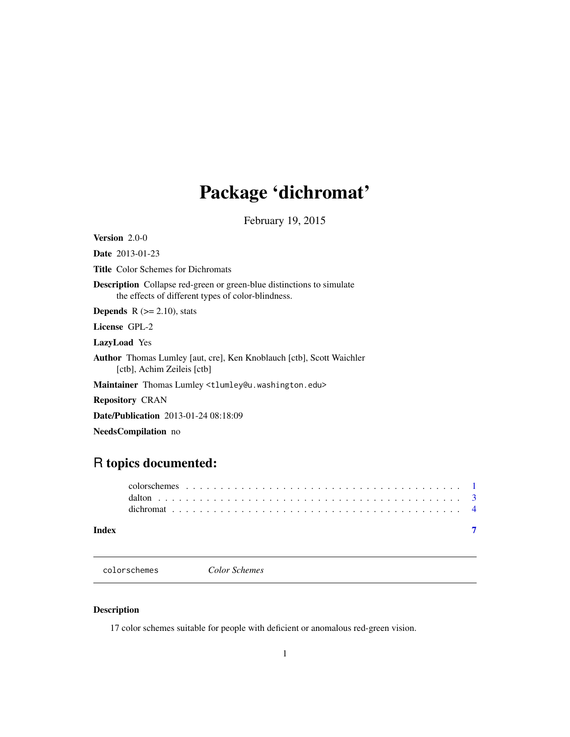# Package 'dichromat'

February 19, 2015

**Version** 2.0-0

**Date** 2013-01-23

**Title** Color Schemes for Dichromats

**Description** Collapse red-green or green-blue distinctions to simulate the effects of different types of color-blindness.

**Depends** R (>= 2.10), stats

**License** GPL-2

**LazyLoad** Yes

**Author** Thomas Lumley [aut, cre], Ken Knoblauch [ctb], Scott Waichler [ctb], Achim Zeileis [ctb]

**Maintainer** Thomas Lumley <tlumley@u.washington.edu>

**Repository** CRAN

**Date/Publication** 2013-01-24 08:18:09

**NeedsCompilation** no

## R topics documented:

- colorschemes . . . . . . . . . . . . . . . . . . . . . . . . . . . . . . . . . . . . . . . . 1
- dalton . . . . . . . . . . . . . . . . . . . . . . . . . . . . . . . . . . . . . . . . . . . 3
- dichromat . . . . . . . . . . . . . . . . . . . . . . . . . . . . . . . . . . . . . . . . . 4

**Index** 7

---

`colorschemes` *Color Schemes*

---

### Description

17 color schemes suitable for people with deficient or anomalous red-green vision.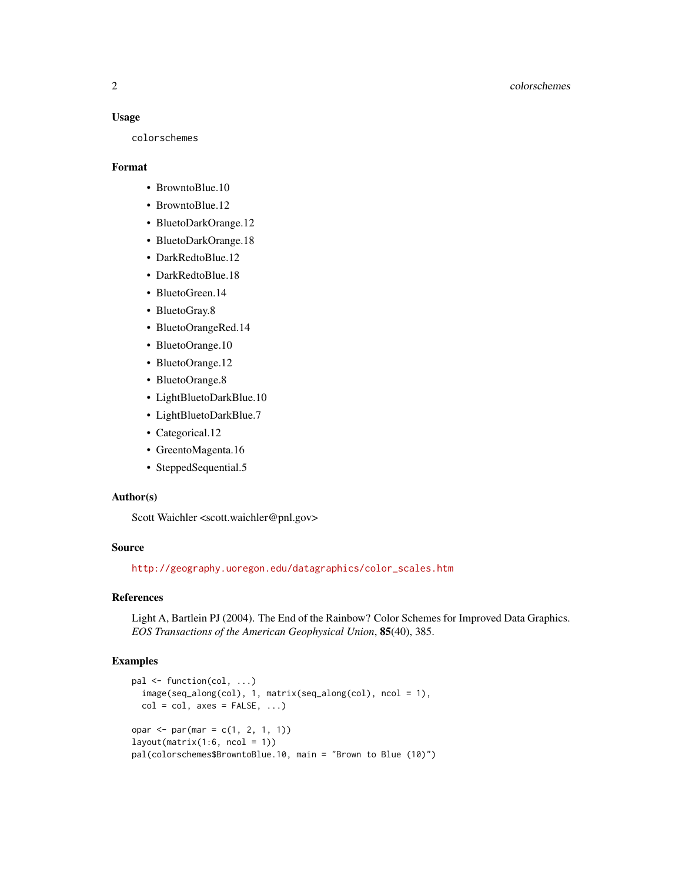## Usage

```
colorschemes
```

## Format

- BrowntoBlue.10
- BrowntoBlue.12
- BluetoDarkOrange.12
- BluetoDarkOrange.18
- DarkRedtoBlue.12
- DarkRedtoBlue.18
- BluetoGreen.14
- BluetoGray.8
- BluetoOrangeRed.14
- BluetoOrange.10
- BluetoOrange.12
- BluetoOrange.8
- LightBluetoDarkBlue.10
- LightBluetoDarkBlue.7
- Categorical.12
- GreentoMagenta.16
- SteppedSequential.5

## Author(s)

Scott Waichler <scott.waichler@pnl.gov>

## Source

http://geography.uoregon.edu/datagraphics/color_scales.htm

## References

Light A, Bartlein PJ (2004). The End of the Rainbow? Color Schemes for Improved Data Graphics. *EOS Transactions of the American Geophysical Union*, **85**(40), 385.

## Examples

```
pal <- function(col, ...)
  image(seq_along(col), 1, matrix(seq_along(col), ncol = 1),
  col = col, axes = FALSE, ...)

opar <- par(mar = c(1, 2, 1, 1))
layout(matrix(1:6, ncol = 1))
pal(colorschemes$BrowntoBlue.10, main = "Brown to Blue (10)")
```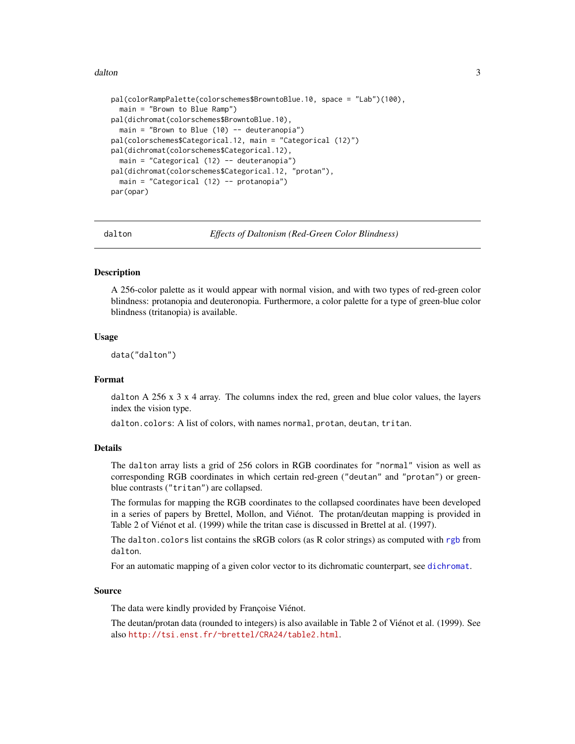```
pal(colorRampPalette(colorschemes$BrowntoBlue.10, space = "Lab")(100),
  main = "Brown to Blue Ramp")
pal(dichromat(colorschemes$BrowntoBlue.10),
  main = "Brown to Blue (10) -- deuteranopia")
pal(colorschemes$Categorical.12, main = "Categorical (12)")
pal(dichromat(colorschemes$Categorical.12),
  main = "Categorical (12) -- deuteranopia")
pal(dichromat(colorschemes$Categorical.12, "protan"),
  main = "Categorical (12) -- protanopia")
par(opar)
```

---

## dalton — *Effects of Daltonism (Red-Green Color Blindness)*

### Description

A 256-color palette as it would appear with normal vision, and with two types of red-green color blindness: protanopia and deuteronopia. Furthermore, a color palette for a type of green-blue color blindness (tritanopia) is available.

### Usage

```
data("dalton")
```

### Format

`dalton` A 256 x 3 x 4 array. The columns index the red, green and blue color values, the layers index the vision type.

`dalton.colors`: A list of colors, with names `normal`, `protan`, `deutan`, `tritan`.

### Details

The `dalton` array lists a grid of 256 colors in RGB coordinates for "normal" vision as well as corresponding RGB coordinates in which certain red-green ("deutan" and "protan") or green-blue contrasts ("tritan") are collapsed.

The formulas for mapping the RGB coordinates to the collapsed coordinates have been developed in a series of papers by Brettel, Mollon, and Viénot. The protan/deutan mapping is provided in Table 2 of Viénot et al. (1999) while the tritan case is discussed in Brettel at al. (1997).

The `dalton.colors` list contains the sRGB colors (as R color strings) as computed with `rgb` from `dalton`.

For an automatic mapping of a given color vector to its dichromatic counterpart, see `dichromat`.

### Source

The data were kindly provided by Françoise Viénot.

The deutan/protan data (rounded to integers) is also available in Table 2 of Viénot et al. (1999). See also http://tsi.enst.fr/~brettel/CRA24/table2.html.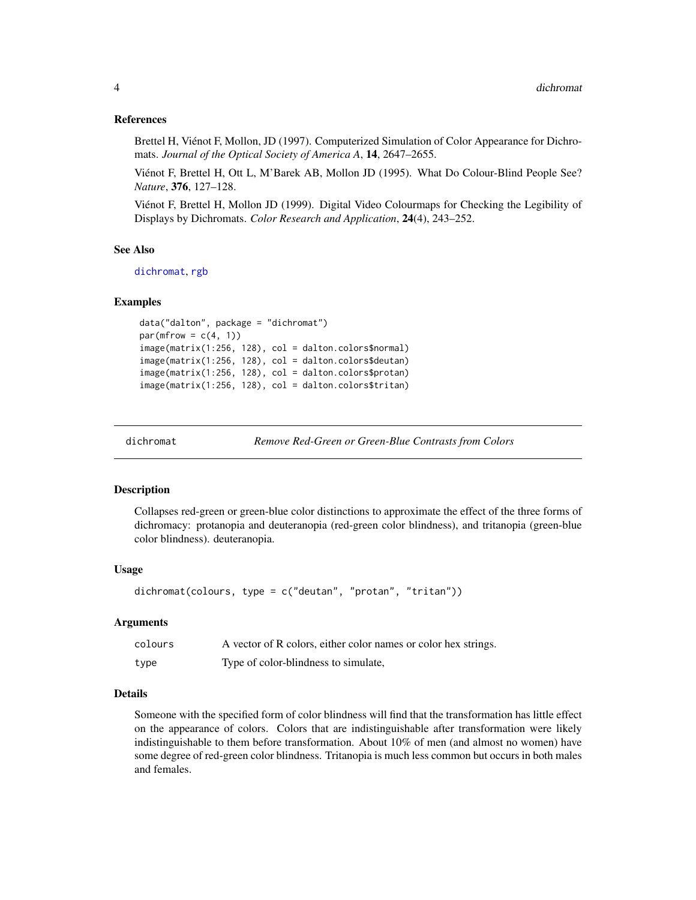### References

Brettel H, Viénot F, Mollon, JD (1997). Computerized Simulation of Color Appearance for Dichromats. *Journal of the Optical Society of America A*, **14**, 2647–2655.

Viénot F, Brettel H, Ott L, M'Barek AB, Mollon JD (1995). What Do Colour-Blind People See? *Nature*, **376**, 127–128.

Viénot F, Brettel H, Mollon JD (1999). Digital Video Colourmaps for Checking the Legibility of Displays by Dichromats. *Color Research and Application*, **24**(4), 243–252.

### See Also

dichromat, rgb

### Examples

```
data("dalton", package = "dichromat")
par(mfrow = c(4, 1))
image(matrix(1:256, 128), col = dalton.colors$normal)
image(matrix(1:256, 128), col = dalton.colors$deutan)
image(matrix(1:256, 128), col = dalton.colors$protan)
image(matrix(1:256, 128), col = dalton.colors$tritan)
```

---

## dichromat — *Remove Red-Green or Green-Blue Contrasts from Colors*

---

### Description

Collapses red-green or green-blue color distinctions to approximate the effect of the three forms of dichromacy: protanopia and deuteranopia (red-green color blindness), and tritanopia (green-blue color blindness). deuteranopia.

### Usage

```
dichromat(colours, type = c("deutan", "protan", "tritan"))
```

### Arguments

| | |
|---|---|
| colours | A vector of R colors, either color names or color hex strings. |
| type | Type of color-blindness to simulate, |

### Details

Someone with the specified form of color blindness will find that the transformation has little effect on the appearance of colors. Colors that are indistinguishable after transformation were likely indistinguishable to them before transformation. About 10% of men (and almost no women) have some degree of red-green color blindness. Tritanopia is much less common but occurs in both males and females.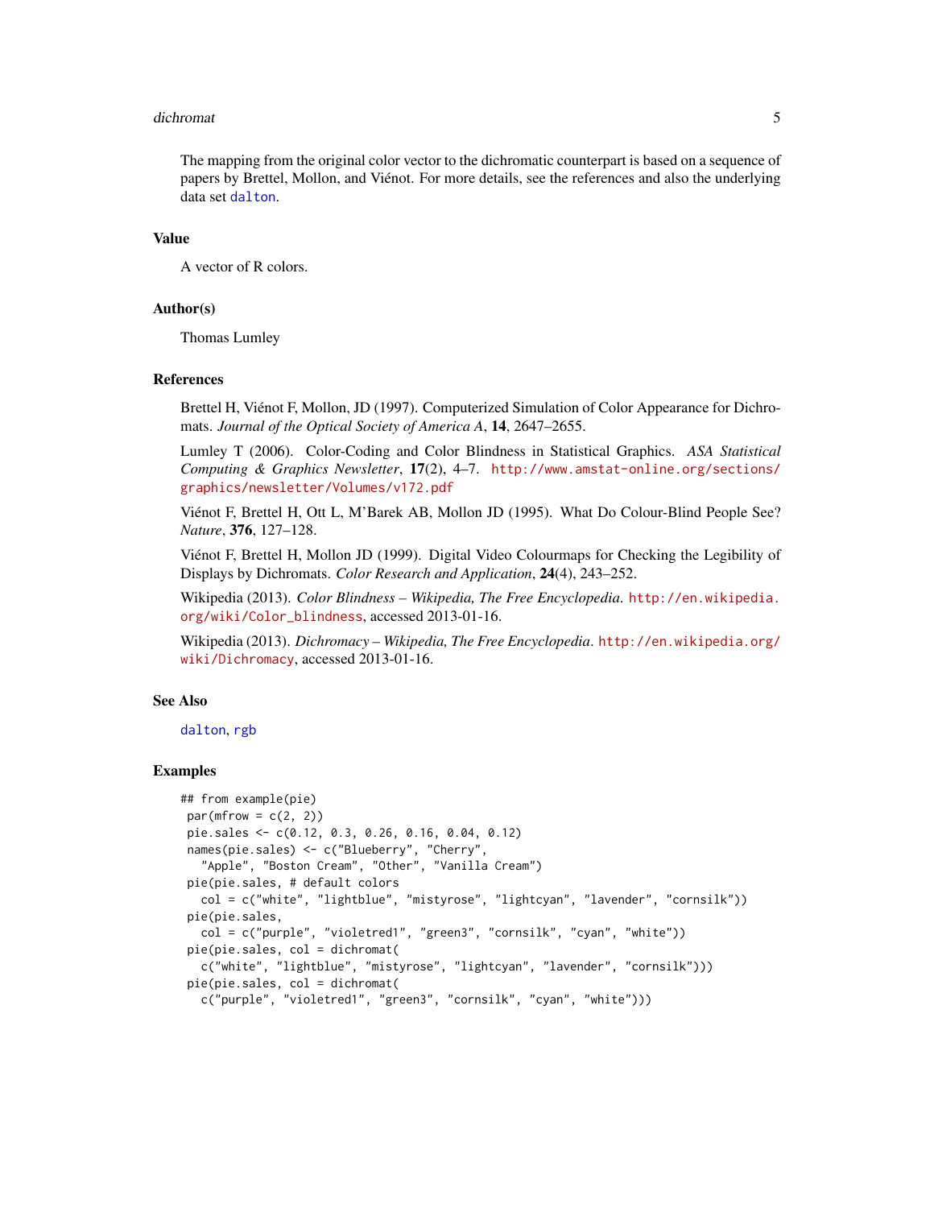The mapping from the original color vector to the dichromatic counterpart is based on a sequence of papers by Brettel, Mollon, and Viénot. For more details, see the references and also the underlying data set dalton.

## Value

A vector of R colors.

## Author(s)

Thomas Lumley

## References

Brettel H, Viénot F, Mollon, JD (1997). Computerized Simulation of Color Appearance for Dichromats. *Journal of the Optical Society of America A*, **14**, 2647–2655.

Lumley T (2006). Color-Coding and Color Blindness in Statistical Graphics. *ASA Statistical Computing & Graphics Newsletter*, **17**(2), 4–7. http://www.amstat-online.org/sections/graphics/newsletter/Volumes/v172.pdf

Viénot F, Brettel H, Ott L, M'Barek AB, Mollon JD (1995). What Do Colour-Blind People See? *Nature*, **376**, 127–128.

Viénot F, Brettel H, Mollon JD (1999). Digital Video Colourmaps for Checking the Legibility of Displays by Dichromats. *Color Research and Application*, **24**(4), 243–252.

Wikipedia (2013). *Color Blindness – Wikipedia, The Free Encyclopedia*. http://en.wikipedia.org/wiki/Color_blindness, accessed 2013-01-16.

Wikipedia (2013). *Dichromacy – Wikipedia, The Free Encyclopedia*. http://en.wikipedia.org/wiki/Dichromacy, accessed 2013-01-16.

## See Also

dalton, rgb

## Examples

```
## from example(pie)
 par(mfrow = c(2, 2))
 pie.sales <- c(0.12, 0.3, 0.26, 0.16, 0.04, 0.12)
 names(pie.sales) <- c("Blueberry", "Cherry",
   "Apple", "Boston Cream", "Other", "Vanilla Cream")
 pie(pie.sales, # default colors
   col = c("white", "lightblue", "mistyrose", "lightcyan", "lavender", "cornsilk"))
 pie(pie.sales,
   col = c("purple", "violetred1", "green3", "cornsilk", "cyan", "white"))
 pie(pie.sales, col = dichromat(
   c("white", "lightblue", "mistyrose", "lightcyan", "lavender", "cornsilk")))
 pie(pie.sales, col = dichromat(
   c("purple", "violetred1", "green3", "cornsilk", "cyan", "white")))
```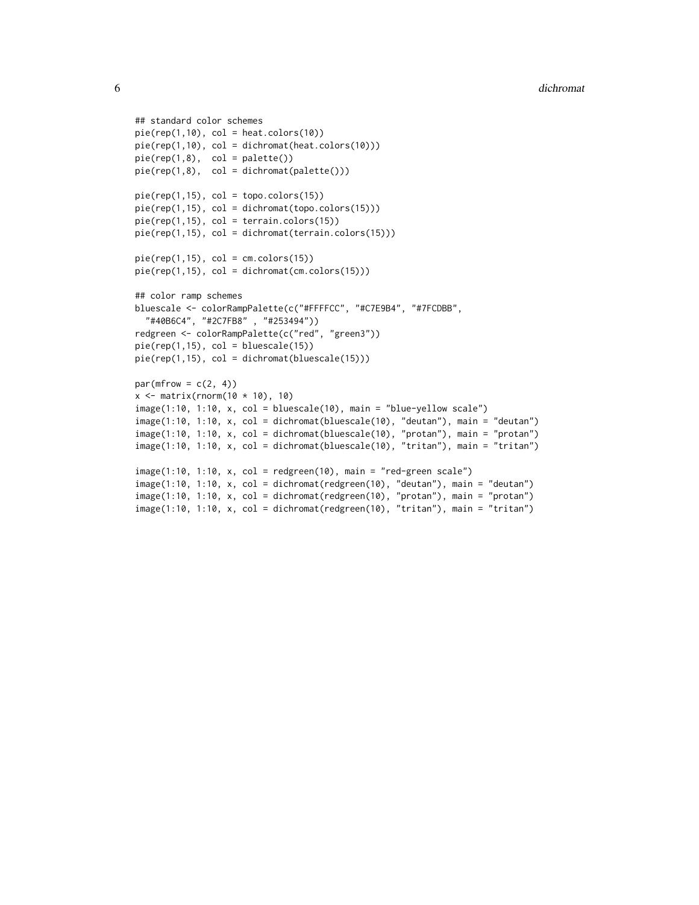```
## standard color schemes
pie(rep(1,10), col = heat.colors(10))
pie(rep(1,10), col = dichromat(heat.colors(10)))
pie(rep(1,8),  col = palette())
pie(rep(1,8),  col = dichromat(palette()))

pie(rep(1,15), col = topo.colors(15))
pie(rep(1,15), col = dichromat(topo.colors(15)))
pie(rep(1,15), col = terrain.colors(15))
pie(rep(1,15), col = dichromat(terrain.colors(15)))

pie(rep(1,15), col = cm.colors(15))
pie(rep(1,15), col = dichromat(cm.colors(15)))

## color ramp schemes
bluescale <- colorRampPalette(c("#FFFFCC", "#C7E9B4", "#7FCDBB",
  "#40B6C4", "#2C7FB8" , "#253494"))
redgreen <- colorRampPalette(c("red", "green3"))
pie(rep(1,15), col = bluescale(15))
pie(rep(1,15), col = dichromat(bluescale(15)))

par(mfrow = c(2, 4))
x <- matrix(rnorm(10 * 10), 10)
image(1:10, 1:10, x, col = bluescale(10), main = "blue-yellow scale")
image(1:10, 1:10, x, col = dichromat(bluescale(10), "deutan"), main = "deutan")
image(1:10, 1:10, x, col = dichromat(bluescale(10), "protan"), main = "protan")
image(1:10, 1:10, x, col = dichromat(bluescale(10), "tritan"), main = "tritan")

image(1:10, 1:10, x, col = redgreen(10), main = "red-green scale")
image(1:10, 1:10, x, col = dichromat(redgreen(10), "deutan"), main = "deutan")
image(1:10, 1:10, x, col = dichromat(redgreen(10), "protan"), main = "protan")
image(1:10, 1:10, x, col = dichromat(redgreen(10), "tritan"), main = "tritan")
```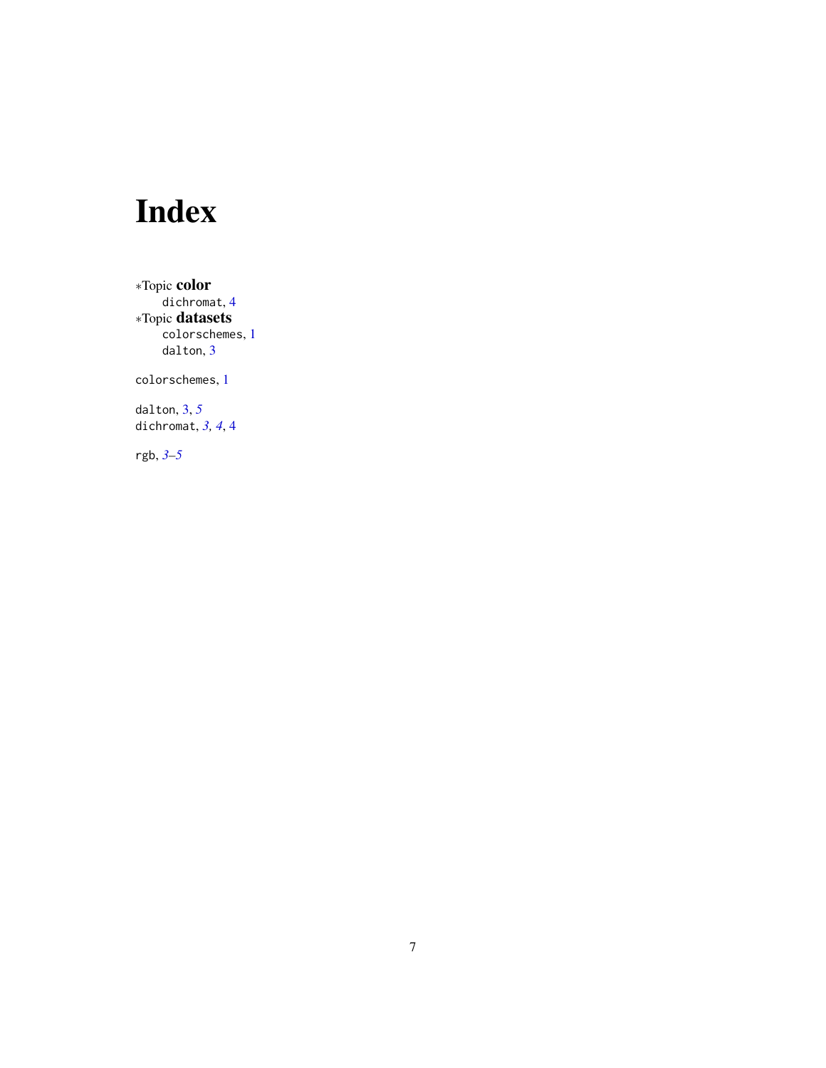# Index

*Topic **color**
- dichromat, 4

*Topic **datasets**
- colorschemes, 1
- dalton, 3

colorschemes, 1

dalton, 3, *5*
dichromat, *3, 4*, 4

rgb, *3–5*